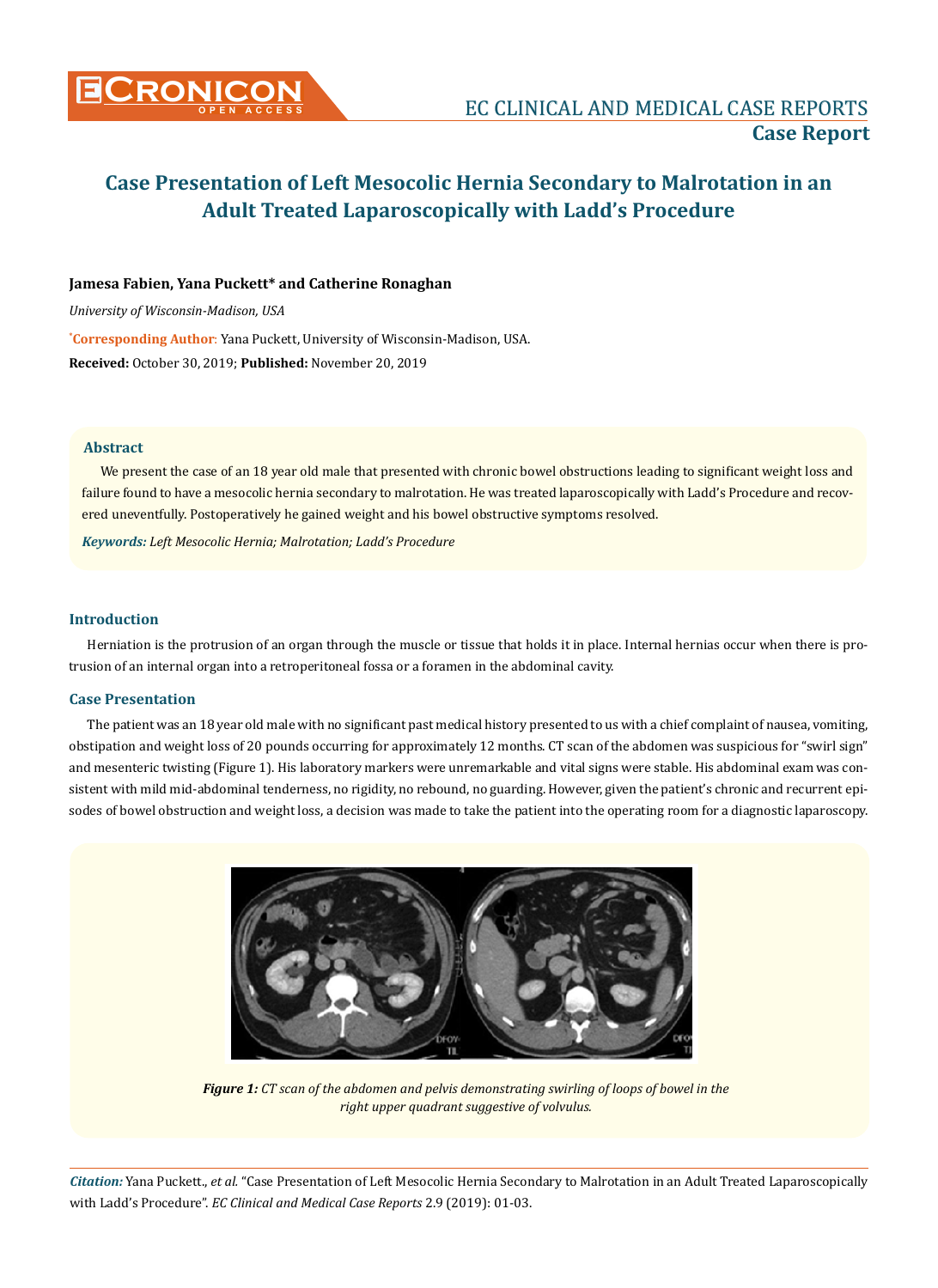# Case Presentation of Left Mesocolic Hernia Secondary to Malrotation in an Adult Treated Laparoscopically with Ladd's Procedure

**Jamesa Fabien, Yana Puckett\* and Catherine Ronaghan**

*University of Wisconsin-Madison, USA*

**\*Corresponding Author**: Yana Puckett, University of Wisconsin-Madison, USA.

**Received:** October 30, 2019; **Published:** November 20, 2019

### Abstract

We present the case of an 18 year old male that presented with chronic bowel obstructions leading to significant weight loss and failure found to have a mesocolic hernia secondary to malrotation. He was treated laparoscopically with Ladd's Procedure and recovered uneventfully. Postoperatively he gained weight and his bowel obstructive symptoms resolved.

***Keywords:*** *Left Mesocolic Hernia; Malrotation; Ladd's Procedure*

## Introduction

Herniation is the protrusion of an organ through the muscle or tissue that holds it in place. Internal hernias occur when there is protrusion of an internal organ into a retroperitoneal fossa or a foramen in the abdominal cavity.

## Case Presentation

The patient was an 18 year old male with no significant past medical history presented to us with a chief complaint of nausea, vomiting, obstipation and weight loss of 20 pounds occurring for approximately 12 months. CT scan of the abdomen was suspicious for "swirl sign" and mesenteric twisting (Figure 1). His laboratory markers were unremarkable and vital signs were stable. His abdominal exam was consistent with mild mid-abdominal tenderness, no rigidity, no rebound, no guarding. However, given the patient's chronic and recurrent episodes of bowel obstruction and weight loss, a decision was made to take the patient into the operating room for a diagnostic laparoscopy.

***Figure 1:*** *CT scan of the abdomen and pelvis demonstrating swirling of loops of bowel in the right upper quadrant suggestive of volvulus.*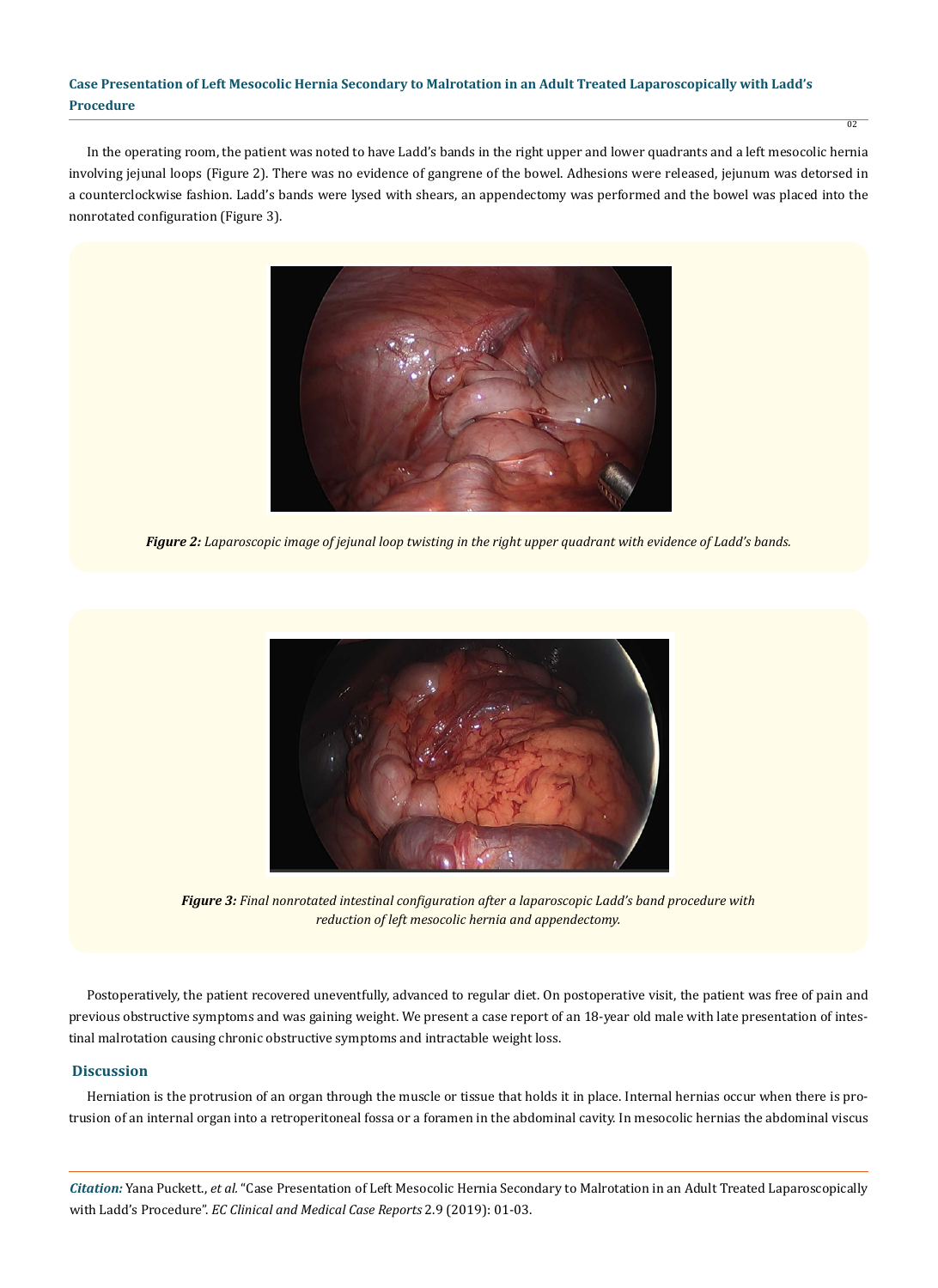In the operating room, the patient was noted to have Ladd's bands in the right upper and lower quadrants and a left mesocolic hernia involving jejunal loops (Figure 2). There was no evidence of gangrene of the bowel. Adhesions were released, jejunum was detorsed in a counterclockwise fashion. Ladd's bands were lysed with shears, an appendectomy was performed and the bowel was placed into the nonrotated configuration (Figure 3).

***Figure 2:*** *Laparoscopic image of jejunal loop twisting in the right upper quadrant with evidence of Ladd's bands.*

***Figure 3:*** *Final nonrotated intestinal configuration after a laparoscopic Ladd's band procedure with reduction of left mesocolic hernia and appendectomy.*

Postoperatively, the patient recovered uneventfully, advanced to regular diet. On postoperative visit, the patient was free of pain and previous obstructive symptoms and was gaining weight. We present a case report of an 18-year old male with late presentation of intestinal malrotation causing chronic obstructive symptoms and intractable weight loss.

## Discussion

Herniation is the protrusion of an organ through the muscle or tissue that holds it in place. Internal hernias occur when there is protrusion of an internal organ into a retroperitoneal fossa or a foramen in the abdominal cavity. In mesocolic hernias the abdominal viscus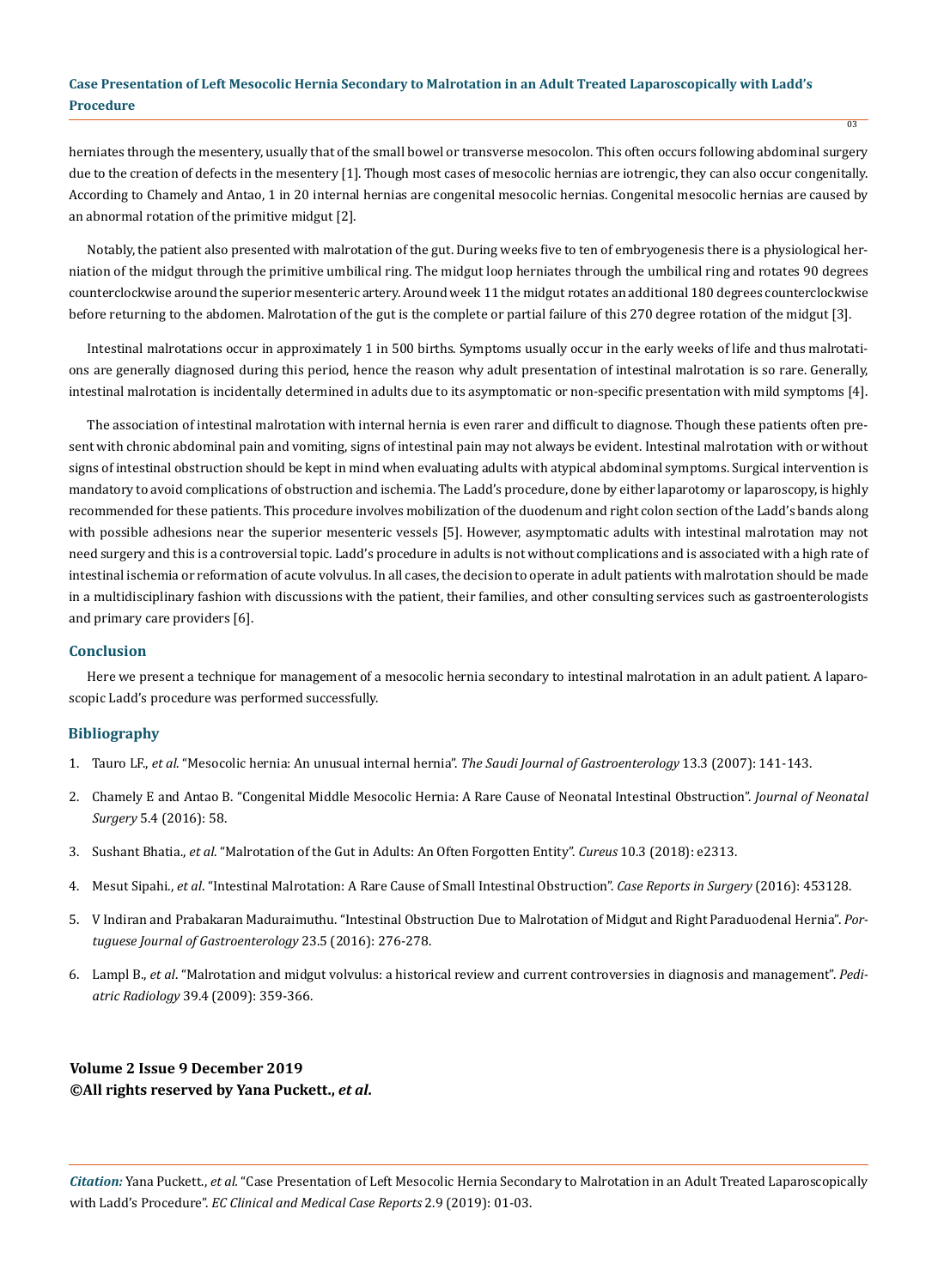herniates through the mesentery, usually that of the small bowel or transverse mesocolon. This often occurs following abdominal surgery due to the creation of defects in the mesentery [1]. Though most cases of mesocolic hernias are iotrengic, they can also occur congenitally. According to Chamely and Antao, 1 in 20 internal hernias are congenital mesocolic hernias. Congenital mesocolic hernias are caused by an abnormal rotation of the primitive midgut [2].

Notably, the patient also presented with malrotation of the gut. During weeks five to ten of embryogenesis there is a physiological herniation of the midgut through the primitive umbilical ring. The midgut loop herniates through the umbilical ring and rotates 90 degrees counterclockwise around the superior mesenteric artery. Around week 11 the midgut rotates an additional 180 degrees counterclockwise before returning to the abdomen. Malrotation of the gut is the complete or partial failure of this 270 degree rotation of the midgut [3].

Intestinal malrotations occur in approximately 1 in 500 births. Symptoms usually occur in the early weeks of life and thus malrotations are generally diagnosed during this period, hence the reason why adult presentation of intestinal malrotation is so rare. Generally, intestinal malrotation is incidentally determined in adults due to its asymptomatic or non-specific presentation with mild symptoms [4].

The association of intestinal malrotation with internal hernia is even rarer and difficult to diagnose. Though these patients often present with chronic abdominal pain and vomiting, signs of intestinal pain may not always be evident. Intestinal malrotation with or without signs of intestinal obstruction should be kept in mind when evaluating adults with atypical abdominal symptoms. Surgical intervention is mandatory to avoid complications of obstruction and ischemia. The Ladd's procedure, done by either laparotomy or laparoscopy, is highly recommended for these patients. This procedure involves mobilization of the duodenum and right colon section of the Ladd's bands along with possible adhesions near the superior mesenteric vessels [5]. However, asymptomatic adults with intestinal malrotation may not need surgery and this is a controversial topic. Ladd's procedure in adults is not without complications and is associated with a high rate of intestinal ischemia or reformation of acute volvulus. In all cases, the decision to operate in adult patients with malrotation should be made in a multidisciplinary fashion with discussions with the patient, their families, and other consulting services such as gastroenterologists and primary care providers [6].

## Conclusion

Here we present a technique for management of a mesocolic hernia secondary to intestinal malrotation in an adult patient. A laparoscopic Ladd's procedure was performed successfully.

## Bibliography

1. Tauro LF., *et al*. "Mesocolic hernia: An unusual internal hernia". *The Saudi Journal of Gastroenterology* 13.3 (2007): 141-143.
2. Chamely E and Antao B. "Congenital Middle Mesocolic Hernia: A Rare Cause of Neonatal Intestinal Obstruction". *Journal of Neonatal Surgery* 5.4 (2016): 58.
3. Sushant Bhatia., *et al*. "Malrotation of the Gut in Adults: An Often Forgotten Entity". *Cureus* 10.3 (2018): e2313.
4. Mesut Sipahi., *et al*. "Intestinal Malrotation: A Rare Cause of Small Intestinal Obstruction". *Case Reports in Surgery* (2016): 453128.
5. V Indiran and Prabakaran Maduraimuthu. "Intestinal Obstruction Due to Malrotation of Midgut and Right Paraduodenal Hernia". *Portuguese Journal of Gastroenterology* 23.5 (2016): 276-278.
6. Lampl B., *et al*. "Malrotation and midgut volvulus: a historical review and current controversies in diagnosis and management". *Pediatric Radiology* 39.4 (2009): 359-366.

**Volume 2 Issue 9 December 2019**
**©All rights reserved by Yana Puckett., *et al*.**